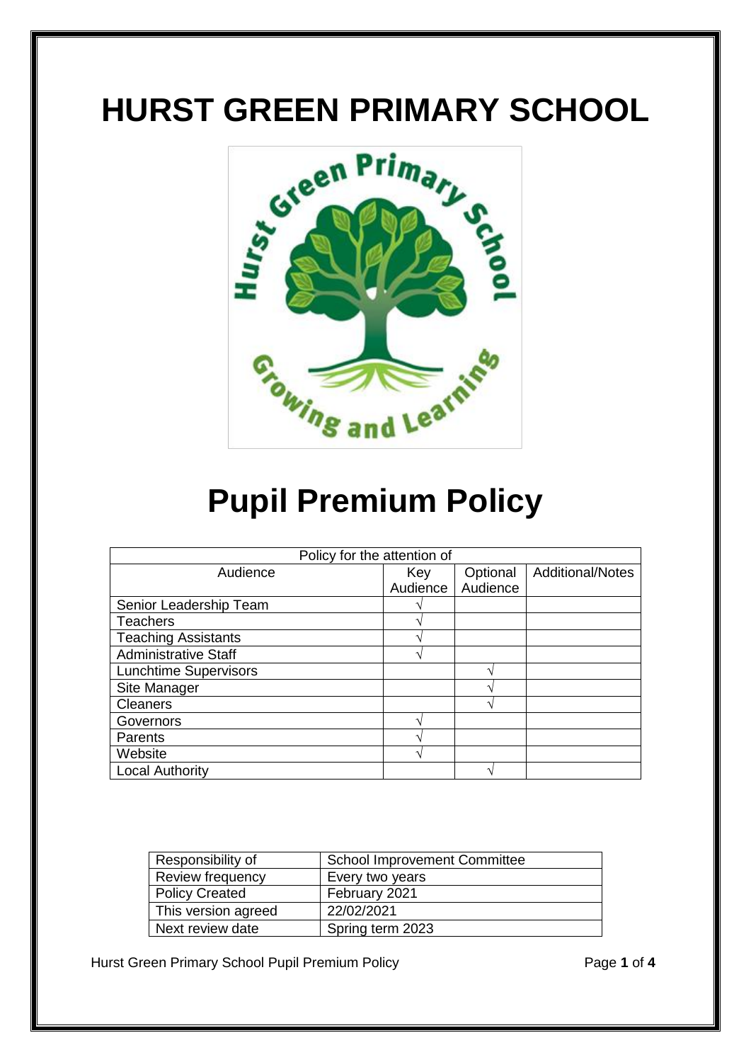# HURST GREEN PRIMARY SCHOOL

# Pupil Premium Policy

| Policy for the attention of | | | |
|---|---|---|---|
| Audience | Key Audience | Optional Audience | Additional/Notes |
| Senior Leadership Team | √ | | |
| Teachers | √ | | |
| Teaching Assistants | √ | | |
| Administrative Staff | √ | | |
| Lunchtime Supervisors | | √ | |
| Site Manager | | √ | |
| Cleaners | | √ | |
| Governors | √ | | |
| Parents | √ | | |
| Website | √ | | |
| Local Authority | | √ | |

| Responsibility of | School Improvement Committee |
|---|---|
| Review frequency | Every two years |
| Policy Created | February 2021 |
| This version agreed | 22/02/2021 |
| Next review date | Spring term 2023 |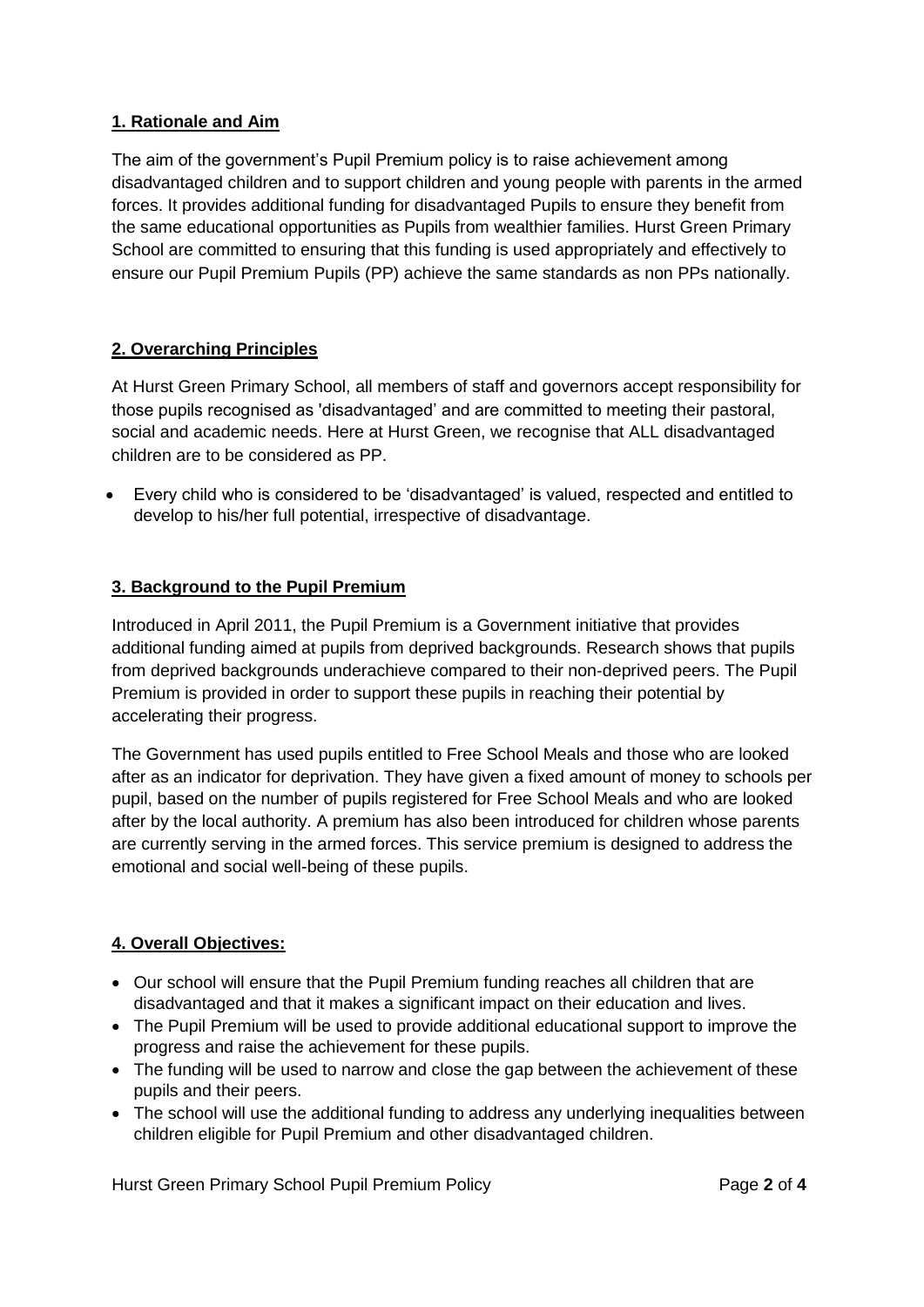## 1. Rationale and Aim

The aim of the government's Pupil Premium policy is to raise achievement among disadvantaged children and to support children and young people with parents in the armed forces. It provides additional funding for disadvantaged Pupils to ensure they benefit from the same educational opportunities as Pupils from wealthier families. Hurst Green Primary School are committed to ensuring that this funding is used appropriately and effectively to ensure our Pupil Premium Pupils (PP) achieve the same standards as non PPs nationally.

## 2. Overarching Principles

At Hurst Green Primary School, all members of staff and governors accept responsibility for those pupils recognised as 'disadvantaged' and are committed to meeting their pastoral, social and academic needs. Here at Hurst Green, we recognise that ALL disadvantaged children are to be considered as PP.

- Every child who is considered to be 'disadvantaged' is valued, respected and entitled to develop to his/her full potential, irrespective of disadvantage.

## 3. Background to the Pupil Premium

Introduced in April 2011, the Pupil Premium is a Government initiative that provides additional funding aimed at pupils from deprived backgrounds. Research shows that pupils from deprived backgrounds underachieve compared to their non-deprived peers. The Pupil Premium is provided in order to support these pupils in reaching their potential by accelerating their progress.

The Government has used pupils entitled to Free School Meals and those who are looked after as an indicator for deprivation. They have given a fixed amount of money to schools per pupil, based on the number of pupils registered for Free School Meals and who are looked after by the local authority. A premium has also been introduced for children whose parents are currently serving in the armed forces. This service premium is designed to address the emotional and social well-being of these pupils.

## 4. Overall Objectives:

- Our school will ensure that the Pupil Premium funding reaches all children that are disadvantaged and that it makes a significant impact on their education and lives.
- The Pupil Premium will be used to provide additional educational support to improve the progress and raise the achievement for these pupils.
- The funding will be used to narrow and close the gap between the achievement of these pupils and their peers.
- The school will use the additional funding to address any underlying inequalities between children eligible for Pupil Premium and other disadvantaged children.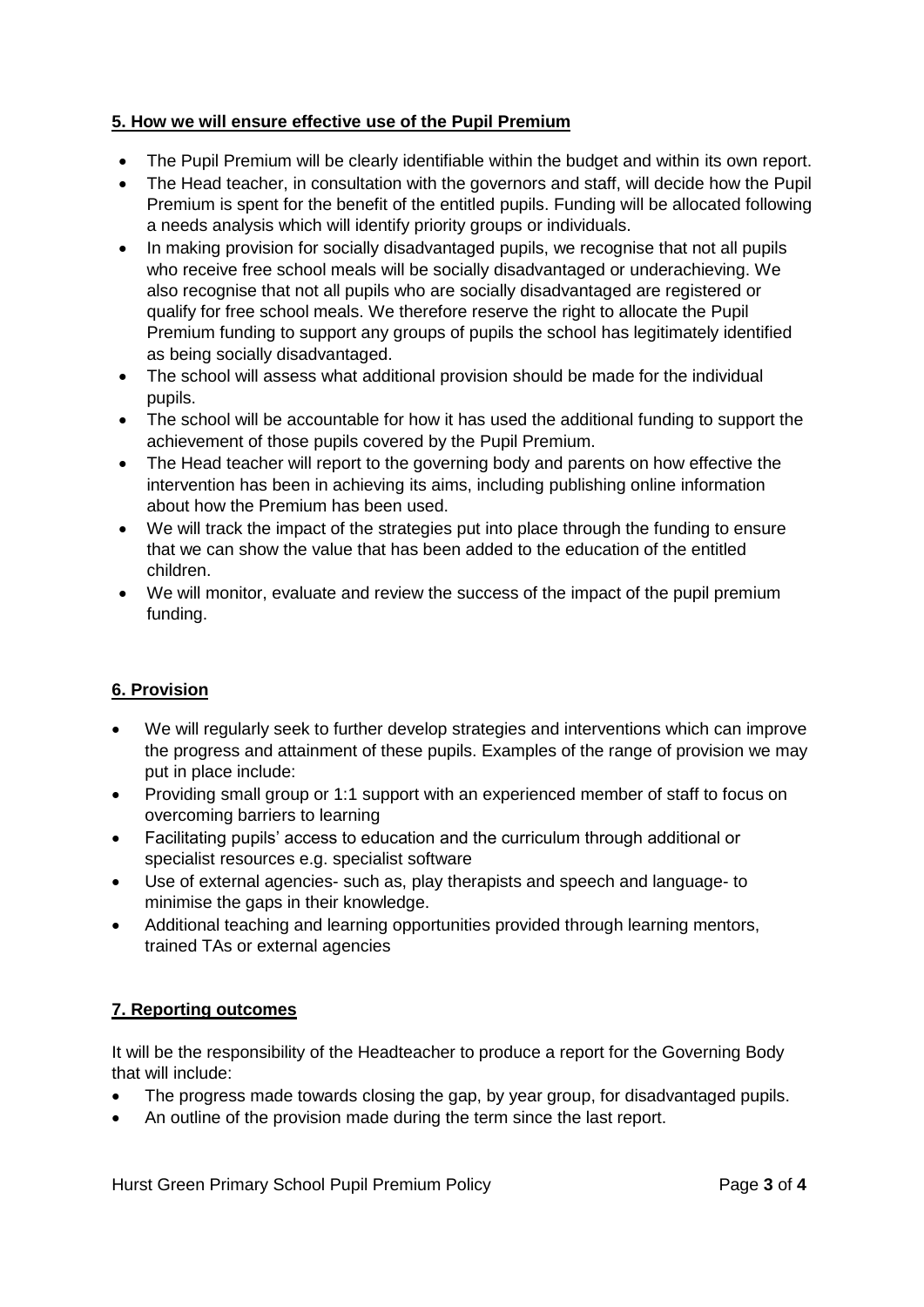## 5. How we will ensure effective use of the Pupil Premium

- The Pupil Premium will be clearly identifiable within the budget and within its own report.
- The Head teacher, in consultation with the governors and staff, will decide how the Pupil Premium is spent for the benefit of the entitled pupils. Funding will be allocated following a needs analysis which will identify priority groups or individuals.
- In making provision for socially disadvantaged pupils, we recognise that not all pupils who receive free school meals will be socially disadvantaged or underachieving. We also recognise that not all pupils who are socially disadvantaged are registered or qualify for free school meals. We therefore reserve the right to allocate the Pupil Premium funding to support any groups of pupils the school has legitimately identified as being socially disadvantaged.
- The school will assess what additional provision should be made for the individual pupils.
- The school will be accountable for how it has used the additional funding to support the achievement of those pupils covered by the Pupil Premium.
- The Head teacher will report to the governing body and parents on how effective the intervention has been in achieving its aims, including publishing online information about how the Premium has been used.
- We will track the impact of the strategies put into place through the funding to ensure that we can show the value that has been added to the education of the entitled children.
- We will monitor, evaluate and review the success of the impact of the pupil premium funding.

## 6. Provision

- We will regularly seek to further develop strategies and interventions which can improve the progress and attainment of these pupils. Examples of the range of provision we may put in place include:
- Providing small group or 1:1 support with an experienced member of staff to focus on overcoming barriers to learning
- Facilitating pupils' access to education and the curriculum through additional or specialist resources e.g. specialist software
- Use of external agencies- such as, play therapists and speech and language- to minimise the gaps in their knowledge.
- Additional teaching and learning opportunities provided through learning mentors, trained TAs or external agencies

## 7. Reporting outcomes

It will be the responsibility of the Headteacher to produce a report for the Governing Body that will include:

- The progress made towards closing the gap, by year group, for disadvantaged pupils.
- An outline of the provision made during the term since the last report.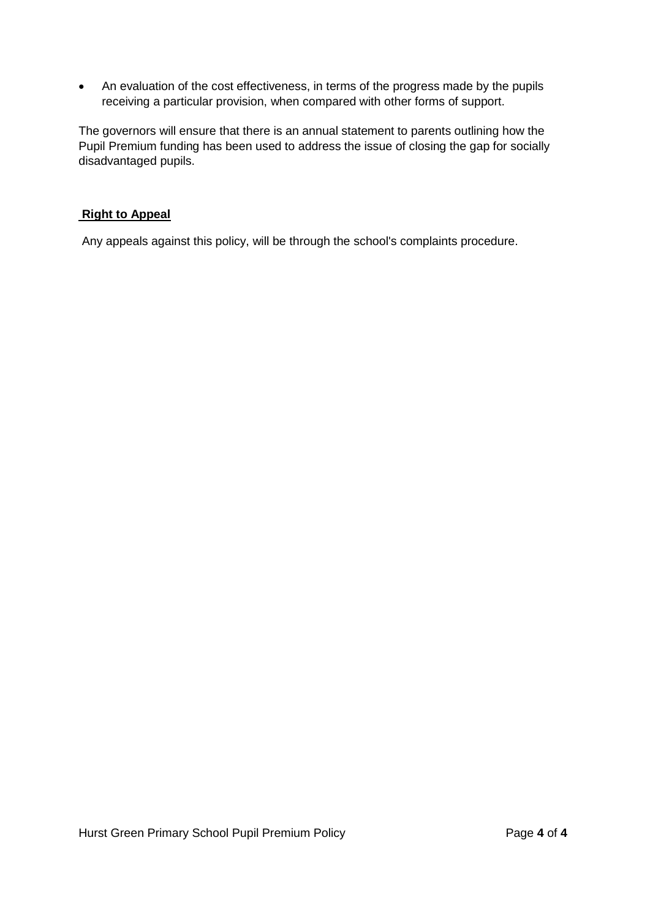- An evaluation of the cost effectiveness, in terms of the progress made by the pupils receiving a particular provision, when compared with other forms of support.

The governors will ensure that there is an annual statement to parents outlining how the Pupil Premium funding has been used to address the issue of closing the gap for socially disadvantaged pupils.

**Right to Appeal**

Any appeals against this policy, will be through the school's complaints procedure.